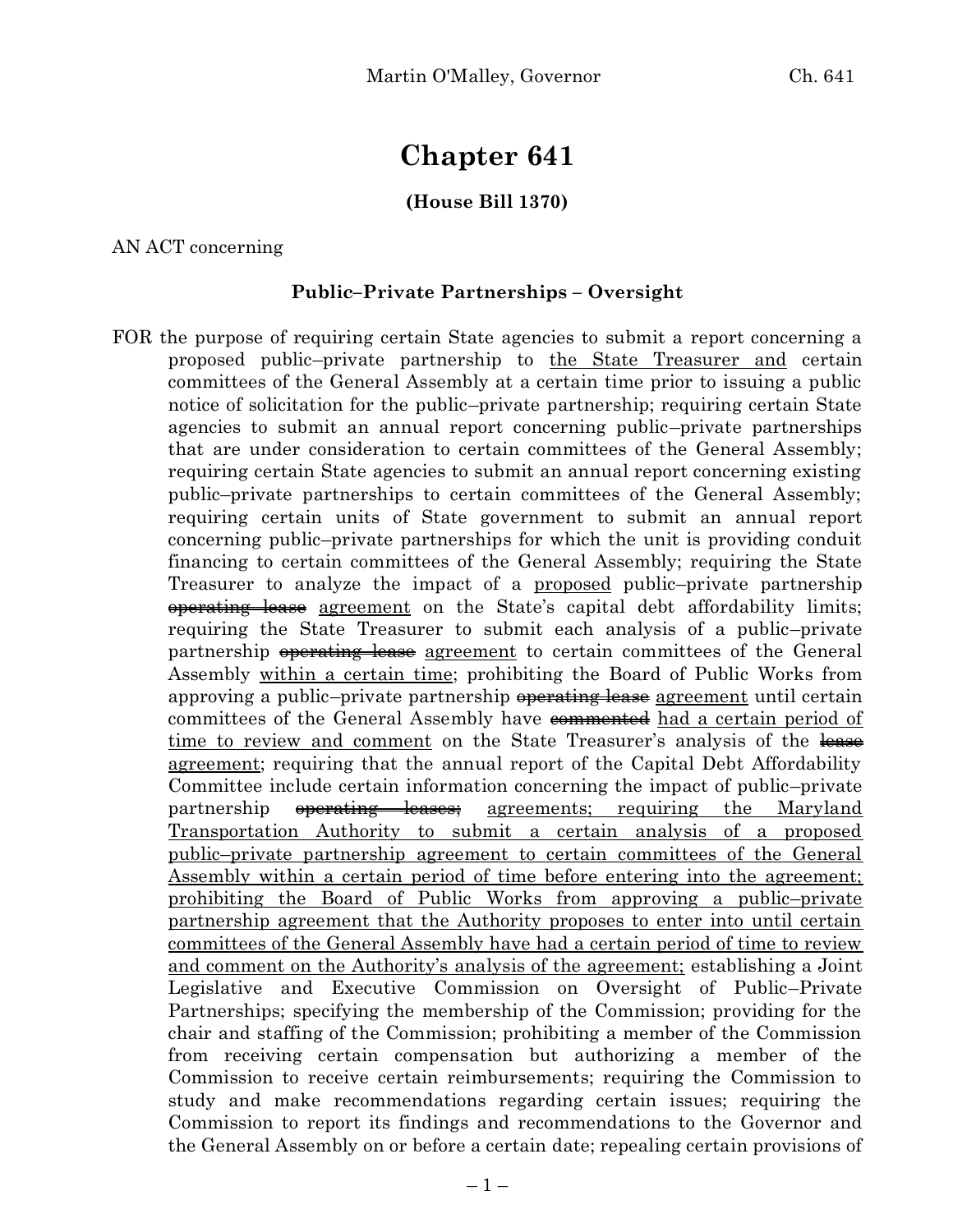# Chapter 641

**(House Bill 1370)**

AN ACT concerning

**Public–Private Partnerships – Oversight**

FOR the purpose of requiring certain State agencies to submit a report concerning a proposed public–private partnership to <u>the State Treasurer and</u> certain committees of the General Assembly at a certain time prior to issuing a public notice of solicitation for the public–private partnership; requiring certain State agencies to submit an annual report concerning public–private partnerships that are under consideration to certain committees of the General Assembly; requiring certain State agencies to submit an annual report concerning existing public–private partnerships to certain committees of the General Assembly; requiring certain units of State government to submit an annual report concerning public–private partnerships for which the unit is providing conduit financing to certain committees of the General Assembly; requiring the State Treasurer to analyze the impact of a <u>proposed</u> public–private partnership ~~operating lease~~ <u>agreement</u> on the State's capital debt affordability limits; requiring the State Treasurer to submit each analysis of a public–private partnership ~~operating lease~~ <u>agreement</u> to certain committees of the General Assembly <u>within a certain time</u>; prohibiting the Board of Public Works from approving a public–private partnership ~~operating lease~~ <u>agreement</u> until certain committees of the General Assembly have ~~commented~~ <u>had a certain period of time to review and comment</u> on the State Treasurer's analysis of the ~~lease~~ <u>agreement</u>; requiring that the annual report of the Capital Debt Affordability Committee include certain information concerning the impact of public–private partnership ~~operating leases;~~ <u>agreements; requiring the Maryland Transportation Authority to submit a certain analysis of a proposed public–private partnership agreement to certain committees of the General Assembly within a certain period of time before entering into the agreement; prohibiting the Board of Public Works from approving a public–private partnership agreement that the Authority proposes to enter into until certain committees of the General Assembly have had a certain period of time to review and comment on the Authority's analysis of the agreement;</u> establishing a Joint Legislative and Executive Commission on Oversight of Public–Private Partnerships; specifying the membership of the Commission; providing for the chair and staffing of the Commission; prohibiting a member of the Commission from receiving certain compensation but authorizing a member of the Commission to receive certain reimbursements; requiring the Commission to study and make recommendations regarding certain issues; requiring the Commission to report its findings and recommendations to the Governor and the General Assembly on or before a certain date; repealing certain provisions of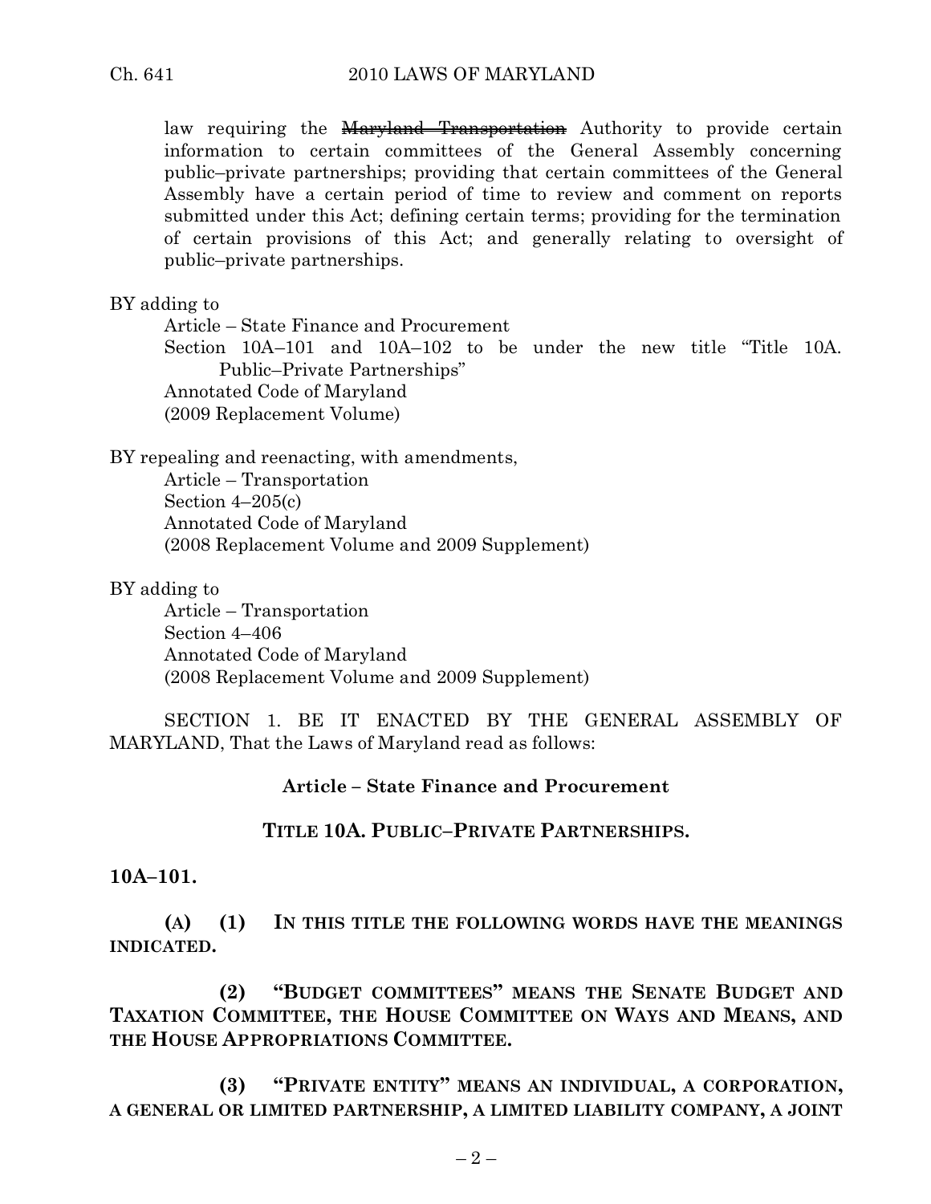law requiring the ~~Maryland Transportation~~ Authority to provide certain information to certain committees of the General Assembly concerning public–private partnerships; providing that certain committees of the General Assembly have a certain period of time to review and comment on reports submitted under this Act; defining certain terms; providing for the termination of certain provisions of this Act; and generally relating to oversight of public–private partnerships.

BY adding to

Article – State Finance and Procurement
Section 10A–101 and 10A–102 to be under the new title "Title 10A. Public–Private Partnerships"
Annotated Code of Maryland
(2009 Replacement Volume)

BY repealing and reenacting, with amendments,

Article – Transportation
Section 4–205(c)
Annotated Code of Maryland
(2008 Replacement Volume and 2009 Supplement)

BY adding to

Article – Transportation
Section 4–406
Annotated Code of Maryland
(2008 Replacement Volume and 2009 Supplement)

SECTION 1. BE IT ENACTED BY THE GENERAL ASSEMBLY OF MARYLAND, That the Laws of Maryland read as follows:

**Article – State Finance and Procurement**

**TITLE 10A. PUBLIC–PRIVATE PARTNERSHIPS.**

**10A–101.**

**(A) (1) IN THIS TITLE THE FOLLOWING WORDS HAVE THE MEANINGS INDICATED.**

**(2) "BUDGET COMMITTEES" MEANS THE SENATE BUDGET AND TAXATION COMMITTEE, THE HOUSE COMMITTEE ON WAYS AND MEANS, AND THE HOUSE APPROPRIATIONS COMMITTEE.**

**(3) "PRIVATE ENTITY" MEANS AN INDIVIDUAL, A CORPORATION, A GENERAL OR LIMITED PARTNERSHIP, A LIMITED LIABILITY COMPANY, A JOINT**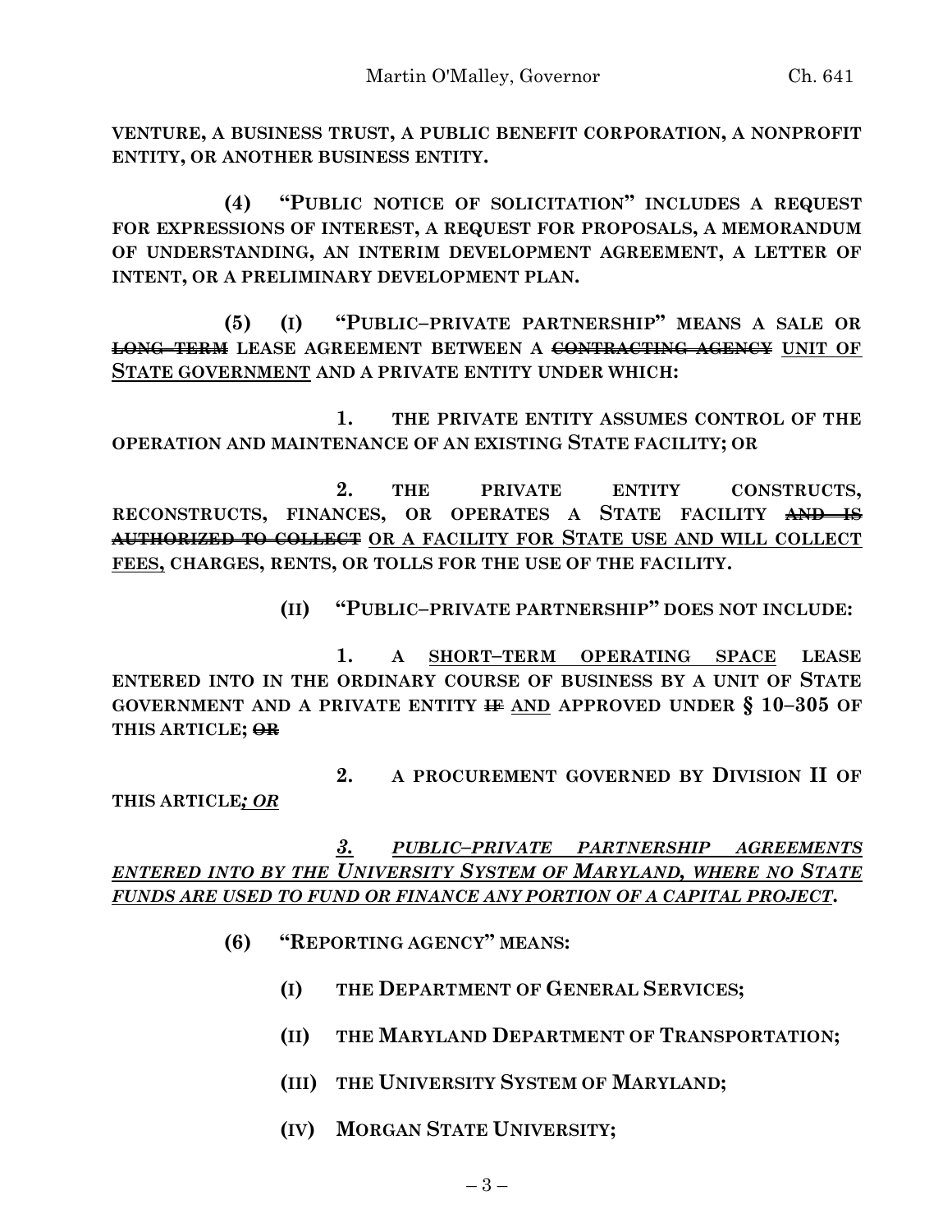**VENTURE, A BUSINESS TRUST, A PUBLIC BENEFIT CORPORATION, A NONPROFIT ENTITY, OR ANOTHER BUSINESS ENTITY.**

**(4) "PUBLIC NOTICE OF SOLICITATION" INCLUDES A REQUEST FOR EXPRESSIONS OF INTEREST, A REQUEST FOR PROPOSALS, A MEMORANDUM OF UNDERSTANDING, AN INTERIM DEVELOPMENT AGREEMENT, A LETTER OF INTENT, OR A PRELIMINARY DEVELOPMENT PLAN.**

**(5) (I) "PUBLIC–PRIVATE PARTNERSHIP" MEANS A SALE OR ~~LONG–TERM~~ LEASE AGREEMENT BETWEEN A ~~CONTRACTING AGENCY~~ UNIT OF STATE GOVERNMENT AND A PRIVATE ENTITY UNDER WHICH:**

**1. THE PRIVATE ENTITY ASSUMES CONTROL OF THE OPERATION AND MAINTENANCE OF AN EXISTING STATE FACILITY; OR**

**2. THE PRIVATE ENTITY CONSTRUCTS, RECONSTRUCTS, FINANCES, OR OPERATES A STATE FACILITY ~~AND IS AUTHORIZED TO COLLECT~~ OR A FACILITY FOR STATE USE AND WILL COLLECT FEES, CHARGES, RENTS, OR TOLLS FOR THE USE OF THE FACILITY.**

**(II) "PUBLIC–PRIVATE PARTNERSHIP" DOES NOT INCLUDE:**

**1. A SHORT–TERM OPERATING SPACE LEASE ENTERED INTO IN THE ORDINARY COURSE OF BUSINESS BY A UNIT OF STATE GOVERNMENT AND A PRIVATE ENTITY ~~IF~~ AND APPROVED UNDER § 10–305 OF THIS ARTICLE; ~~OR~~**

**2. A PROCUREMENT GOVERNED BY DIVISION II OF THIS ARTICLE*; OR***

***3. PUBLIC–PRIVATE PARTNERSHIP AGREEMENTS ENTERED INTO BY THE UNIVERSITY SYSTEM OF MARYLAND, WHERE NO STATE FUNDS ARE USED TO FUND OR FINANCE ANY PORTION OF A CAPITAL PROJECT.***

**(6) "REPORTING AGENCY" MEANS:**

**(I) THE DEPARTMENT OF GENERAL SERVICES;**

**(II) THE MARYLAND DEPARTMENT OF TRANSPORTATION;**

**(III) THE UNIVERSITY SYSTEM OF MARYLAND;**

**(IV) MORGAN STATE UNIVERSITY;**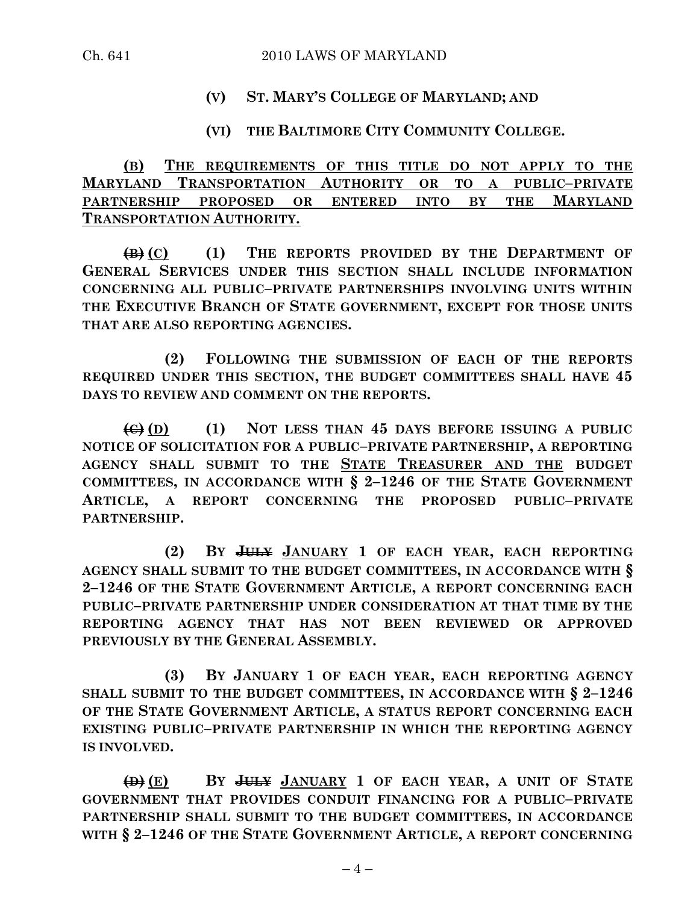**(V) ST. MARY'S COLLEGE OF MARYLAND; AND**

**(VI) THE BALTIMORE CITY COMMUNITY COLLEGE.**

<u>**(B) THE REQUIREMENTS OF THIS TITLE DO NOT APPLY TO THE MARYLAND TRANSPORTATION AUTHORITY OR TO A PUBLIC–PRIVATE PARTNERSHIP PROPOSED OR ENTERED INTO BY THE MARYLAND TRANSPORTATION AUTHORITY.**</u>

~~**(B)**~~ <u>**(C)**</u> **(1) THE REPORTS PROVIDED BY THE DEPARTMENT OF GENERAL SERVICES UNDER THIS SECTION SHALL INCLUDE INFORMATION CONCERNING ALL PUBLIC–PRIVATE PARTNERSHIPS INVOLVING UNITS WITHIN THE EXECUTIVE BRANCH OF STATE GOVERNMENT, EXCEPT FOR THOSE UNITS THAT ARE ALSO REPORTING AGENCIES.**

**(2) FOLLOWING THE SUBMISSION OF EACH OF THE REPORTS REQUIRED UNDER THIS SECTION, THE BUDGET COMMITTEES SHALL HAVE 45 DAYS TO REVIEW AND COMMENT ON THE REPORTS.**

~~**(C)**~~ <u>**(D)**</u> **(1) NOT LESS THAN 45 DAYS BEFORE ISSUING A PUBLIC NOTICE OF SOLICITATION FOR A PUBLIC–PRIVATE PARTNERSHIP, A REPORTING AGENCY SHALL SUBMIT TO THE <u>STATE TREASURER AND THE</u> BUDGET COMMITTEES, IN ACCORDANCE WITH § 2–1246 OF THE STATE GOVERNMENT ARTICLE, A REPORT CONCERNING THE PROPOSED PUBLIC–PRIVATE PARTNERSHIP.**

**(2) BY ~~JULY~~ <u>JANUARY</u> 1 OF EACH YEAR, EACH REPORTING AGENCY SHALL SUBMIT TO THE BUDGET COMMITTEES, IN ACCORDANCE WITH § 2–1246 OF THE STATE GOVERNMENT ARTICLE, A REPORT CONCERNING EACH PUBLIC–PRIVATE PARTNERSHIP UNDER CONSIDERATION AT THAT TIME BY THE REPORTING AGENCY THAT HAS NOT BEEN REVIEWED OR APPROVED PREVIOUSLY BY THE GENERAL ASSEMBLY.**

**(3) BY JANUARY 1 OF EACH YEAR, EACH REPORTING AGENCY SHALL SUBMIT TO THE BUDGET COMMITTEES, IN ACCORDANCE WITH § 2–1246 OF THE STATE GOVERNMENT ARTICLE, A STATUS REPORT CONCERNING EACH EXISTING PUBLIC–PRIVATE PARTNERSHIP IN WHICH THE REPORTING AGENCY IS INVOLVED.**

~~**(D)**~~ <u>**(E)**</u> **BY ~~JULY~~ <u>JANUARY</u> 1 OF EACH YEAR, A UNIT OF STATE GOVERNMENT THAT PROVIDES CONDUIT FINANCING FOR A PUBLIC–PRIVATE PARTNERSHIP SHALL SUBMIT TO THE BUDGET COMMITTEES, IN ACCORDANCE WITH § 2–1246 OF THE STATE GOVERNMENT ARTICLE, A REPORT CONCERNING**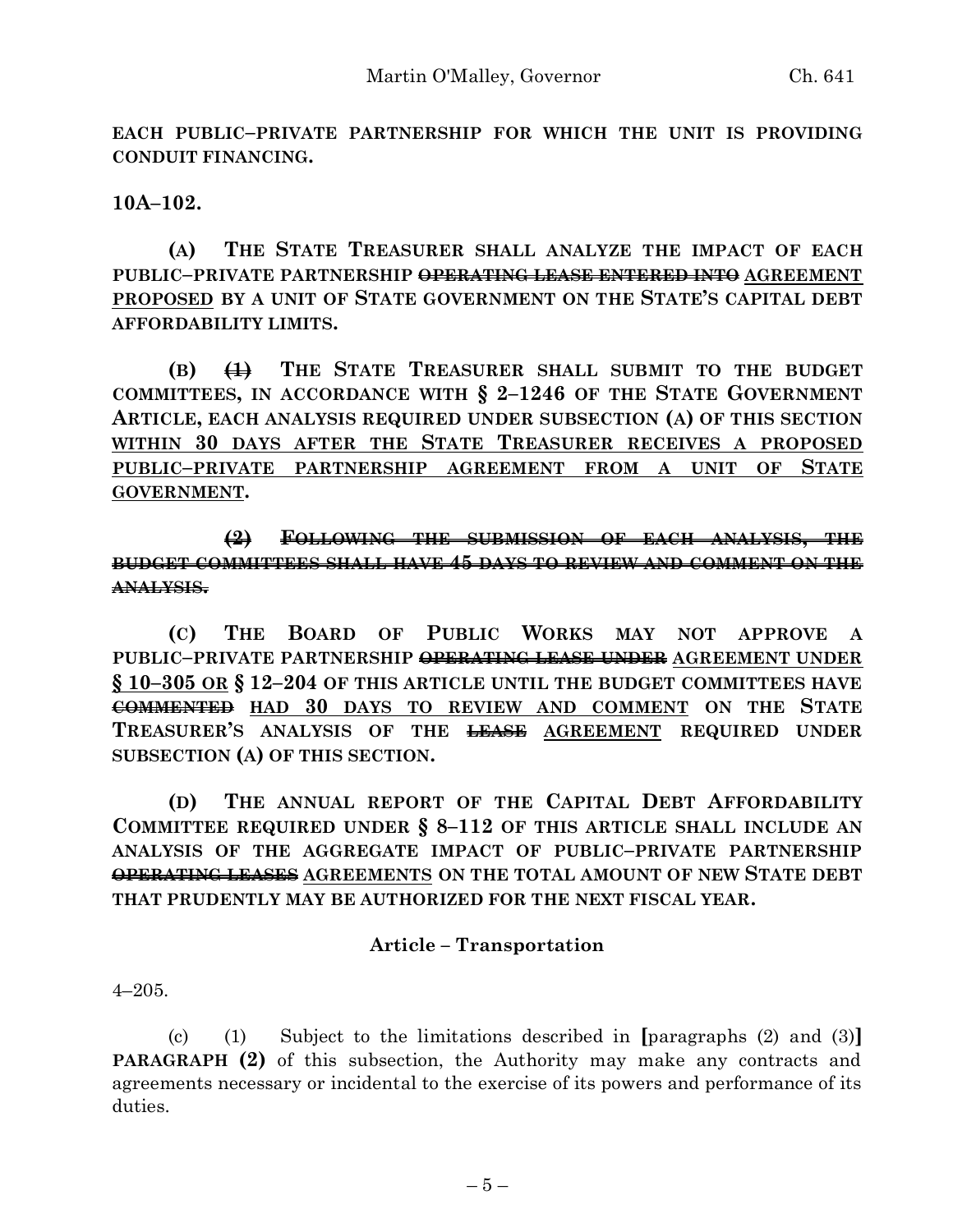**EACH PUBLIC–PRIVATE PARTNERSHIP FOR WHICH THE UNIT IS PROVIDING CONDUIT FINANCING.**

**10A–102.**

**(A) THE STATE TREASURER SHALL ANALYZE THE IMPACT OF EACH PUBLIC–PRIVATE PARTNERSHIP ~~OPERATING LEASE ENTERED INTO~~ AGREEMENT PROPOSED BY A UNIT OF STATE GOVERNMENT ON THE STATE'S CAPITAL DEBT AFFORDABILITY LIMITS.**

**(B) ~~(1)~~ THE STATE TREASURER SHALL SUBMIT TO THE BUDGET COMMITTEES, IN ACCORDANCE WITH § 2–1246 OF THE STATE GOVERNMENT ARTICLE, EACH ANALYSIS REQUIRED UNDER SUBSECTION (A) OF THIS SECTION WITHIN 30 DAYS AFTER THE STATE TREASURER RECEIVES A PROPOSED PUBLIC–PRIVATE PARTNERSHIP AGREEMENT FROM A UNIT OF STATE GOVERNMENT.**

**~~(2) FOLLOWING THE SUBMISSION OF EACH ANALYSIS, THE BUDGET COMMITTEES SHALL HAVE 45 DAYS TO REVIEW AND COMMENT ON THE ANALYSIS.~~**

**(C) THE BOARD OF PUBLIC WORKS MAY NOT APPROVE A PUBLIC–PRIVATE PARTNERSHIP ~~OPERATING LEASE UNDER~~ AGREEMENT UNDER § 10–305 OR § 12–204 OF THIS ARTICLE UNTIL THE BUDGET COMMITTEES HAVE ~~COMMENTED~~ HAD 30 DAYS TO REVIEW AND COMMENT ON THE STATE TREASURER'S ANALYSIS OF THE ~~LEASE~~ AGREEMENT REQUIRED UNDER SUBSECTION (A) OF THIS SECTION.**

**(D) THE ANNUAL REPORT OF THE CAPITAL DEBT AFFORDABILITY COMMITTEE REQUIRED UNDER § 8–112 OF THIS ARTICLE SHALL INCLUDE AN ANALYSIS OF THE AGGREGATE IMPACT OF PUBLIC–PRIVATE PARTNERSHIP ~~OPERATING LEASES~~ AGREEMENTS ON THE TOTAL AMOUNT OF NEW STATE DEBT THAT PRUDENTLY MAY BE AUTHORIZED FOR THE NEXT FISCAL YEAR.**

**Article – Transportation**

4–205.

(c) (1) Subject to the limitations described in **[**paragraphs (2) and (3)**]** **PARAGRAPH (2)** of this subsection, the Authority may make any contracts and agreements necessary or incidental to the exercise of its powers and performance of its duties.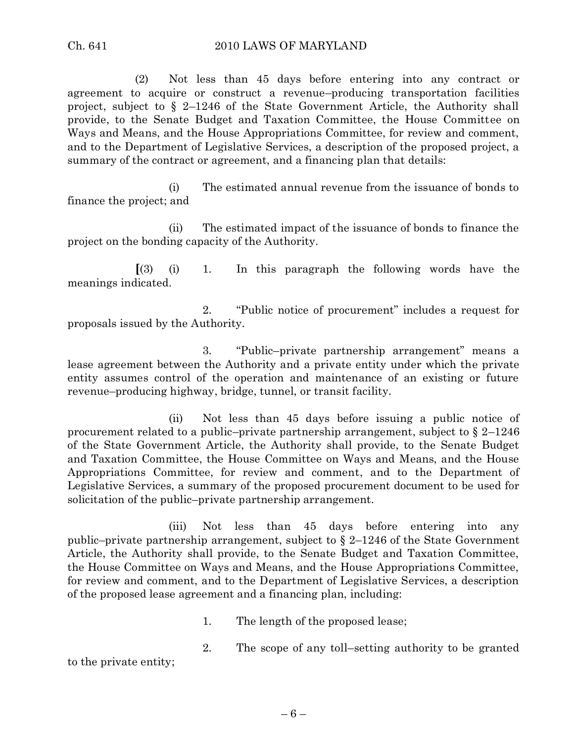(2) Not less than 45 days before entering into any contract or agreement to acquire or construct a revenue–producing transportation facilities project, subject to § 2–1246 of the State Government Article, the Authority shall provide, to the Senate Budget and Taxation Committee, the House Committee on Ways and Means, and the House Appropriations Committee, for review and comment, and to the Department of Legislative Services, a description of the proposed project, a summary of the contract or agreement, and a financing plan that details:

(i) The estimated annual revenue from the issuance of bonds to finance the project; and

(ii) The estimated impact of the issuance of bonds to finance the project on the bonding capacity of the Authority.

[(3) (i) 1. In this paragraph the following words have the meanings indicated.

2. "Public notice of procurement" includes a request for proposals issued by the Authority.

3. "Public–private partnership arrangement" means a lease agreement between the Authority and a private entity under which the private entity assumes control of the operation and maintenance of an existing or future revenue–producing highway, bridge, tunnel, or transit facility.

(ii) Not less than 45 days before issuing a public notice of procurement related to a public–private partnership arrangement, subject to § 2–1246 of the State Government Article, the Authority shall provide, to the Senate Budget and Taxation Committee, the House Committee on Ways and Means, and the House Appropriations Committee, for review and comment, and to the Department of Legislative Services, a summary of the proposed procurement document to be used for solicitation of the public–private partnership arrangement.

(iii) Not less than 45 days before entering into any public–private partnership arrangement, subject to § 2–1246 of the State Government Article, the Authority shall provide, to the Senate Budget and Taxation Committee, the House Committee on Ways and Means, and the House Appropriations Committee, for review and comment, and to the Department of Legislative Services, a description of the proposed lease agreement and a financing plan, including:

1. The length of the proposed lease;

2. The scope of any toll–setting authority to be granted to the private entity;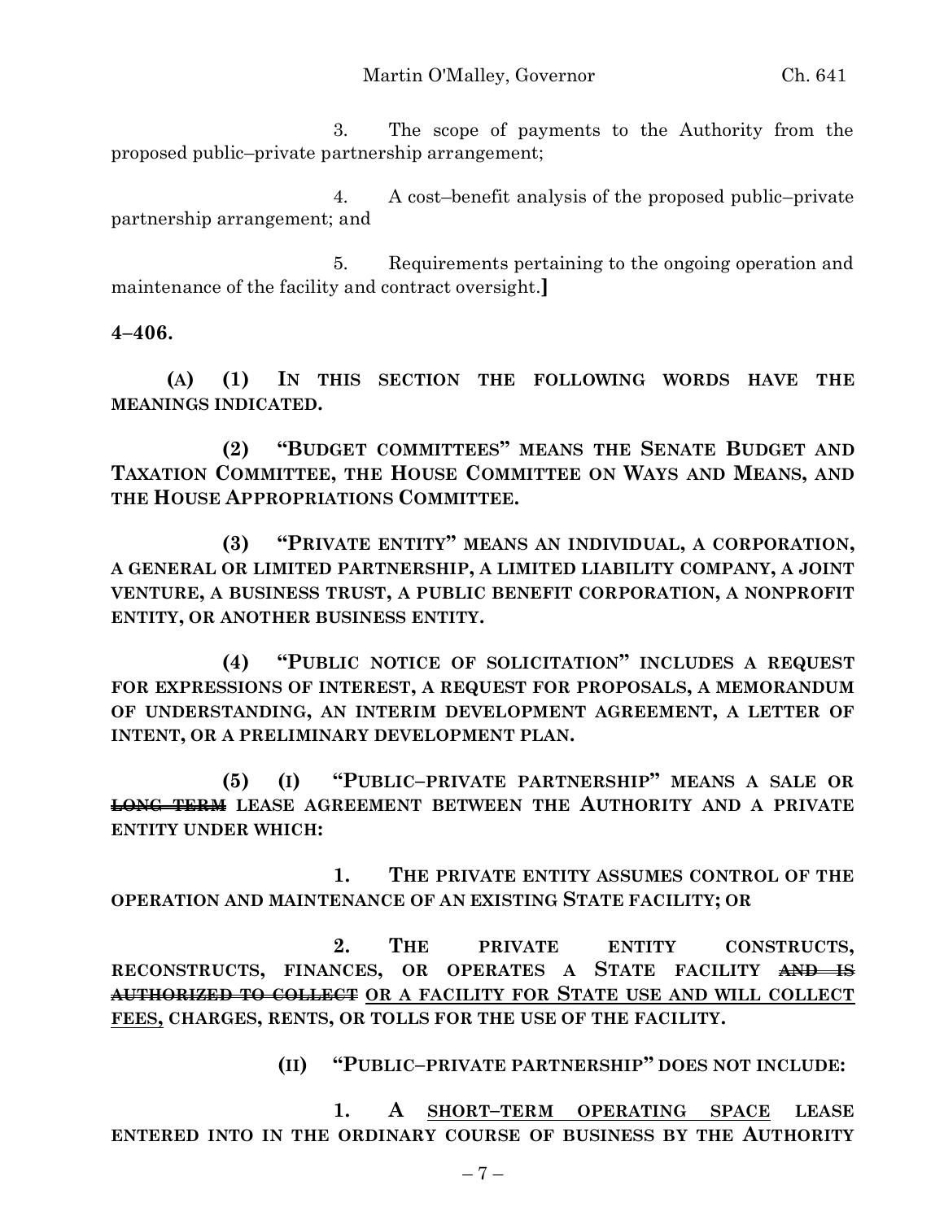3. The scope of payments to the Authority from the proposed public–private partnership arrangement;

4. A cost–benefit analysis of the proposed public–private partnership arrangement; and

5. Requirements pertaining to the ongoing operation and maintenance of the facility and contract oversight.**]**

**4–406.**

**(A) (1) IN THIS SECTION THE FOLLOWING WORDS HAVE THE MEANINGS INDICATED.**

**(2) "BUDGET COMMITTEES" MEANS THE SENATE BUDGET AND TAXATION COMMITTEE, THE HOUSE COMMITTEE ON WAYS AND MEANS, AND THE HOUSE APPROPRIATIONS COMMITTEE.**

**(3) "PRIVATE ENTITY" MEANS AN INDIVIDUAL, A CORPORATION, A GENERAL OR LIMITED PARTNERSHIP, A LIMITED LIABILITY COMPANY, A JOINT VENTURE, A BUSINESS TRUST, A PUBLIC BENEFIT CORPORATION, A NONPROFIT ENTITY, OR ANOTHER BUSINESS ENTITY.**

**(4) "PUBLIC NOTICE OF SOLICITATION" INCLUDES A REQUEST FOR EXPRESSIONS OF INTEREST, A REQUEST FOR PROPOSALS, A MEMORANDUM OF UNDERSTANDING, AN INTERIM DEVELOPMENT AGREEMENT, A LETTER OF INTENT, OR A PRELIMINARY DEVELOPMENT PLAN.**

**(5) (I) "PUBLIC–PRIVATE PARTNERSHIP" MEANS A SALE OR ~~LONG–TERM~~ LEASE AGREEMENT BETWEEN THE AUTHORITY AND A PRIVATE ENTITY UNDER WHICH:**

**1. THE PRIVATE ENTITY ASSUMES CONTROL OF THE OPERATION AND MAINTENANCE OF AN EXISTING STATE FACILITY; OR**

**2. THE PRIVATE ENTITY CONSTRUCTS, RECONSTRUCTS, FINANCES, OR OPERATES A STATE FACILITY ~~AND IS AUTHORIZED TO COLLECT~~ <u>OR A FACILITY FOR STATE USE AND WILL COLLECT FEES,</u> CHARGES, RENTS, OR TOLLS FOR THE USE OF THE FACILITY.**

**(II) "PUBLIC–PRIVATE PARTNERSHIP" DOES NOT INCLUDE:**

**1. A <u>SHORT–TERM OPERATING SPACE</u> LEASE ENTERED INTO IN THE ORDINARY COURSE OF BUSINESS BY THE AUTHORITY**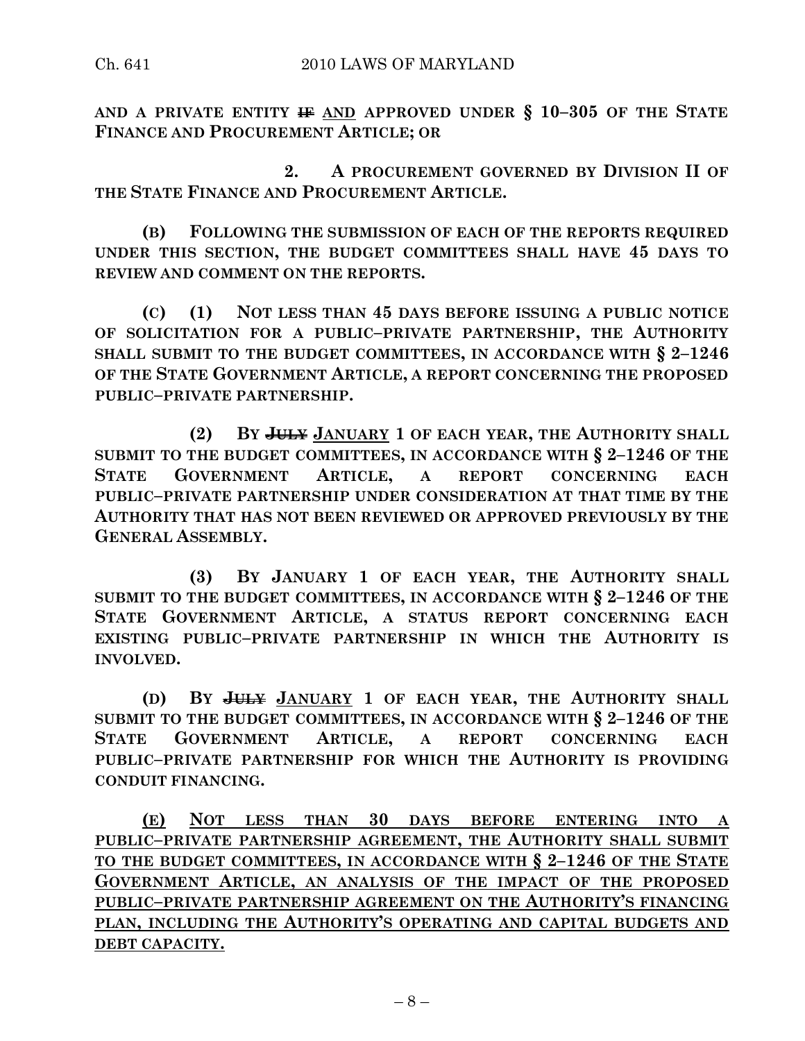**AND A PRIVATE ENTITY ~~IF~~ AND APPROVED UNDER § 10–305 OF THE STATE FINANCE AND PROCUREMENT ARTICLE; OR**

**2. A PROCUREMENT GOVERNED BY DIVISION II OF THE STATE FINANCE AND PROCUREMENT ARTICLE.**

**(B) FOLLOWING THE SUBMISSION OF EACH OF THE REPORTS REQUIRED UNDER THIS SECTION, THE BUDGET COMMITTEES SHALL HAVE 45 DAYS TO REVIEW AND COMMENT ON THE REPORTS.**

**(C) (1) NOT LESS THAN 45 DAYS BEFORE ISSUING A PUBLIC NOTICE OF SOLICITATION FOR A PUBLIC–PRIVATE PARTNERSHIP, THE AUTHORITY SHALL SUBMIT TO THE BUDGET COMMITTEES, IN ACCORDANCE WITH § 2–1246 OF THE STATE GOVERNMENT ARTICLE, A REPORT CONCERNING THE PROPOSED PUBLIC–PRIVATE PARTNERSHIP.**

**(2) BY ~~JULY~~ JANUARY 1 OF EACH YEAR, THE AUTHORITY SHALL SUBMIT TO THE BUDGET COMMITTEES, IN ACCORDANCE WITH § 2–1246 OF THE STATE GOVERNMENT ARTICLE, A REPORT CONCERNING EACH PUBLIC–PRIVATE PARTNERSHIP UNDER CONSIDERATION AT THAT TIME BY THE AUTHORITY THAT HAS NOT BEEN REVIEWED OR APPROVED PREVIOUSLY BY THE GENERAL ASSEMBLY.**

**(3) BY JANUARY 1 OF EACH YEAR, THE AUTHORITY SHALL SUBMIT TO THE BUDGET COMMITTEES, IN ACCORDANCE WITH § 2–1246 OF THE STATE GOVERNMENT ARTICLE, A STATUS REPORT CONCERNING EACH EXISTING PUBLIC–PRIVATE PARTNERSHIP IN WHICH THE AUTHORITY IS INVOLVED.**

**(D) BY ~~JULY~~ JANUARY 1 OF EACH YEAR, THE AUTHORITY SHALL SUBMIT TO THE BUDGET COMMITTEES, IN ACCORDANCE WITH § 2–1246 OF THE STATE GOVERNMENT ARTICLE, A REPORT CONCERNING EACH PUBLIC–PRIVATE PARTNERSHIP FOR WHICH THE AUTHORITY IS PROVIDING CONDUIT FINANCING.**

**(E) NOT LESS THAN 30 DAYS BEFORE ENTERING INTO A PUBLIC–PRIVATE PARTNERSHIP AGREEMENT, THE AUTHORITY SHALL SUBMIT TO THE BUDGET COMMITTEES, IN ACCORDANCE WITH § 2–1246 OF THE STATE GOVERNMENT ARTICLE, AN ANALYSIS OF THE IMPACT OF THE PROPOSED PUBLIC–PRIVATE PARTNERSHIP AGREEMENT ON THE AUTHORITY'S FINANCING PLAN, INCLUDING THE AUTHORITY'S OPERATING AND CAPITAL BUDGETS AND DEBT CAPACITY.**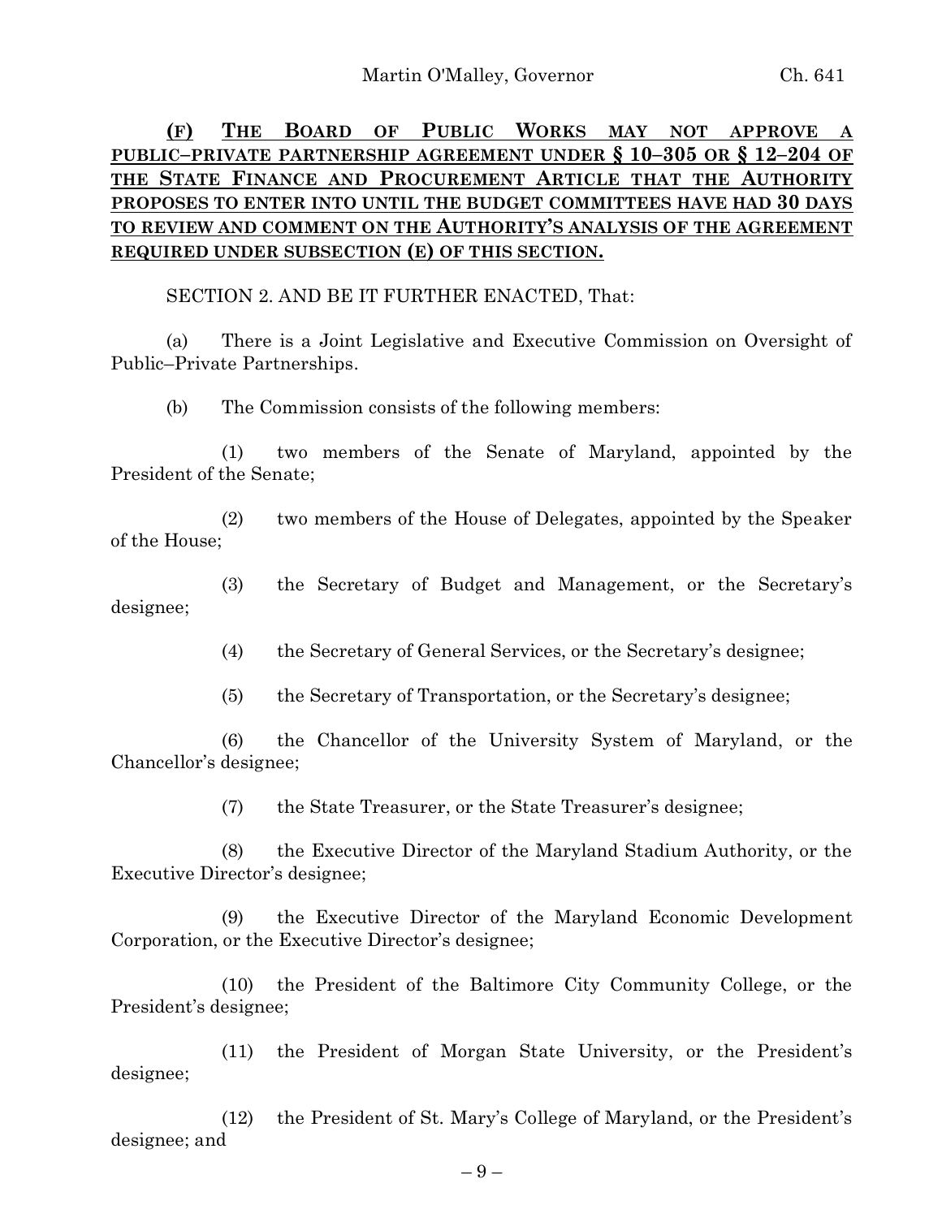**(F) THE BOARD OF PUBLIC WORKS MAY NOT APPROVE A PUBLIC–PRIVATE PARTNERSHIP AGREEMENT UNDER § 10–305 OR § 12–204 OF THE STATE FINANCE AND PROCUREMENT ARTICLE THAT THE AUTHORITY PROPOSES TO ENTER INTO UNTIL THE BUDGET COMMITTEES HAVE HAD 30 DAYS TO REVIEW AND COMMENT ON THE AUTHORITY'S ANALYSIS OF THE AGREEMENT REQUIRED UNDER SUBSECTION (E) OF THIS SECTION.**

SECTION 2. AND BE IT FURTHER ENACTED, That:

(a) There is a Joint Legislative and Executive Commission on Oversight of Public–Private Partnerships.

(b) The Commission consists of the following members:

(1) two members of the Senate of Maryland, appointed by the President of the Senate;

(2) two members of the House of Delegates, appointed by the Speaker of the House;

(3) the Secretary of Budget and Management, or the Secretary's designee;

(4) the Secretary of General Services, or the Secretary's designee;

(5) the Secretary of Transportation, or the Secretary's designee;

(6) the Chancellor of the University System of Maryland, or the Chancellor's designee;

(7) the State Treasurer, or the State Treasurer's designee;

(8) the Executive Director of the Maryland Stadium Authority, or the Executive Director's designee;

(9) the Executive Director of the Maryland Economic Development Corporation, or the Executive Director's designee;

(10) the President of the Baltimore City Community College, or the President's designee;

(11) the President of Morgan State University, or the President's designee;

(12) the President of St. Mary's College of Maryland, or the President's designee; and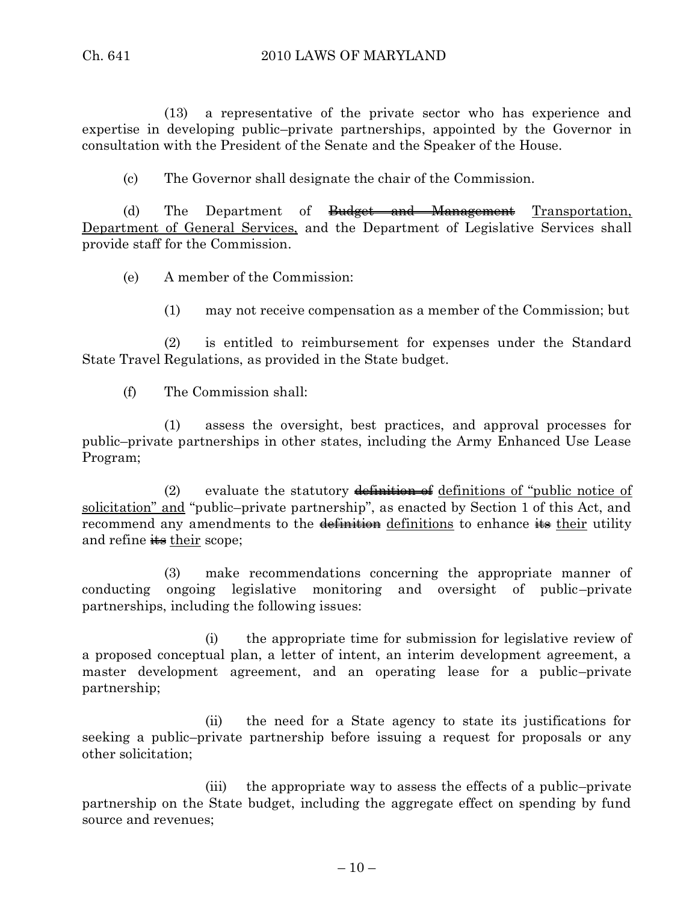(13) a representative of the private sector who has experience and expertise in developing public–private partnerships, appointed by the Governor in consultation with the President of the Senate and the Speaker of the House.

(c) The Governor shall designate the chair of the Commission.

(d) The Department of ~~Budget and Management~~ <u>Transportation, Department of General Services,</u> and the Department of Legislative Services shall provide staff for the Commission.

(e) A member of the Commission:

(1) may not receive compensation as a member of the Commission; but

(2) is entitled to reimbursement for expenses under the Standard State Travel Regulations, as provided in the State budget.

(f) The Commission shall:

(1) assess the oversight, best practices, and approval processes for public–private partnerships in other states, including the Army Enhanced Use Lease Program;

(2) evaluate the statutory ~~definition of~~ <u>definitions of "public notice of solicitation" and</u> "public–private partnership", as enacted by Section 1 of this Act, and recommend any amendments to the ~~definition~~ <u>definitions</u> to enhance ~~its~~ <u>their</u> utility and refine ~~its~~ <u>their</u> scope;

(3) make recommendations concerning the appropriate manner of conducting ongoing legislative monitoring and oversight of public–private partnerships, including the following issues:

(i) the appropriate time for submission for legislative review of a proposed conceptual plan, a letter of intent, an interim development agreement, a master development agreement, and an operating lease for a public–private partnership;

(ii) the need for a State agency to state its justifications for seeking a public–private partnership before issuing a request for proposals or any other solicitation;

(iii) the appropriate way to assess the effects of a public–private partnership on the State budget, including the aggregate effect on spending by fund source and revenues;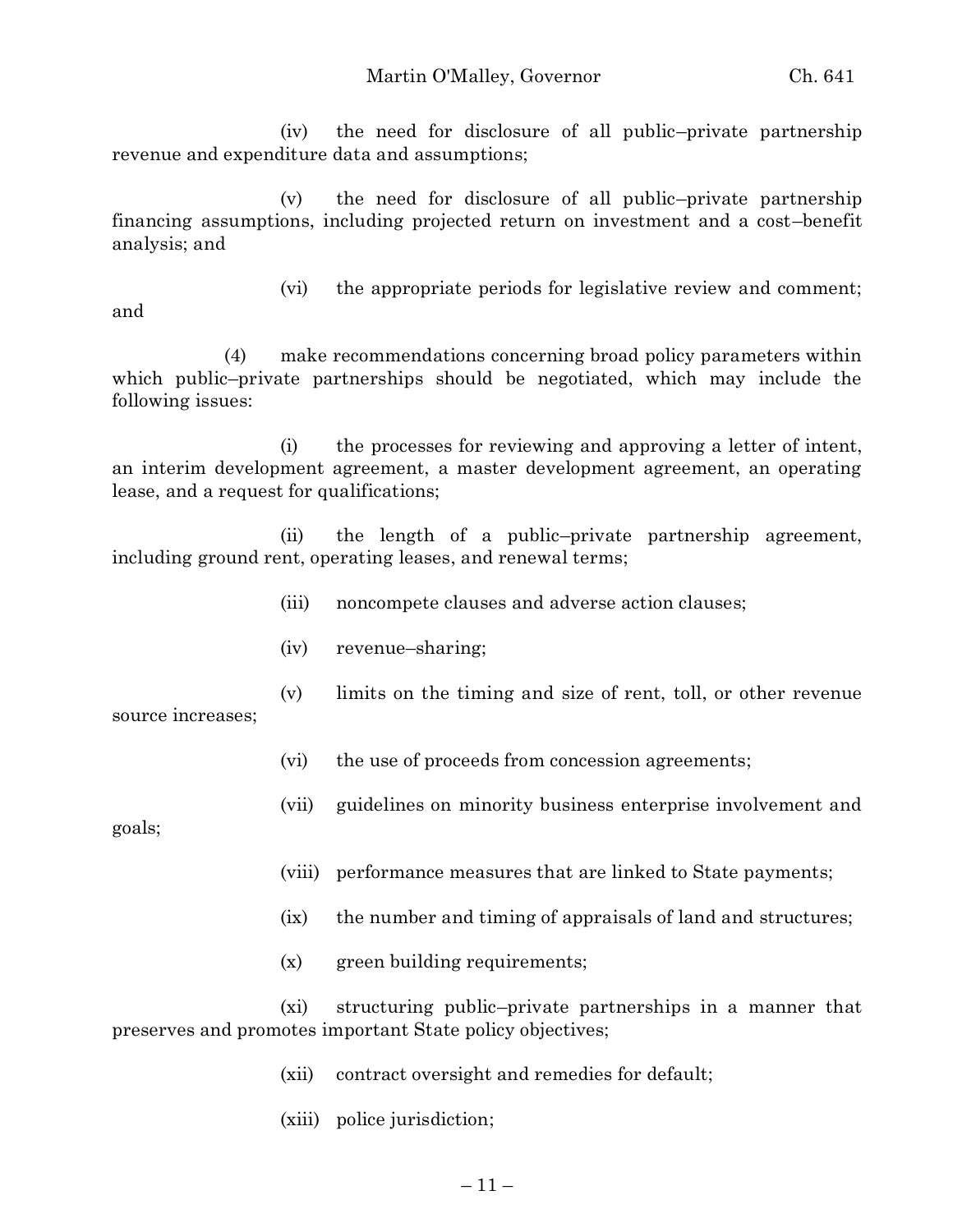(iv) the need for disclosure of all public–private partnership revenue and expenditure data and assumptions;

(v) the need for disclosure of all public–private partnership financing assumptions, including projected return on investment and a cost–benefit analysis; and

(vi) the appropriate periods for legislative review and comment; and

(4) make recommendations concerning broad policy parameters within which public–private partnerships should be negotiated, which may include the following issues:

(i) the processes for reviewing and approving a letter of intent, an interim development agreement, a master development agreement, an operating lease, and a request for qualifications;

(ii) the length of a public–private partnership agreement, including ground rent, operating leases, and renewal terms;

(iii) noncompete clauses and adverse action clauses;

(iv) revenue–sharing;

(v) limits on the timing and size of rent, toll, or other revenue source increases;

(vi) the use of proceeds from concession agreements;

(vii) guidelines on minority business enterprise involvement and goals;

(viii) performance measures that are linked to State payments;

(ix) the number and timing of appraisals of land and structures;

(x) green building requirements;

(xi) structuring public–private partnerships in a manner that preserves and promotes important State policy objectives;

(xii) contract oversight and remedies for default;

(xiii) police jurisdiction;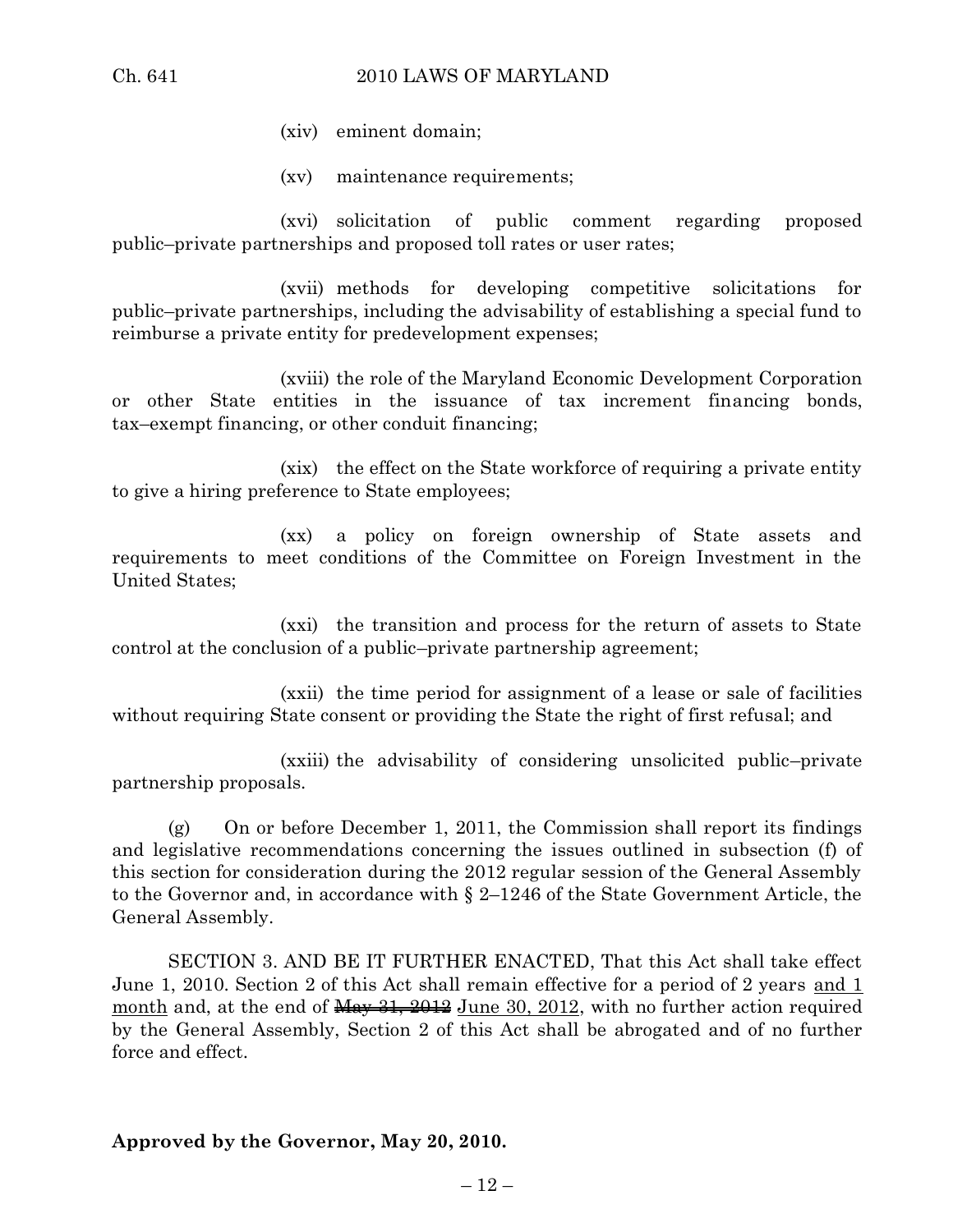(xiv) eminent domain;

(xv) maintenance requirements;

(xvi) solicitation of public comment regarding proposed public–private partnerships and proposed toll rates or user rates;

(xvii) methods for developing competitive solicitations for public–private partnerships, including the advisability of establishing a special fund to reimburse a private entity for predevelopment expenses;

(xviii) the role of the Maryland Economic Development Corporation or other State entities in the issuance of tax increment financing bonds, tax–exempt financing, or other conduit financing;

(xix) the effect on the State workforce of requiring a private entity to give a hiring preference to State employees;

(xx) a policy on foreign ownership of State assets and requirements to meet conditions of the Committee on Foreign Investment in the United States;

(xxi) the transition and process for the return of assets to State control at the conclusion of a public–private partnership agreement;

(xxii) the time period for assignment of a lease or sale of facilities without requiring State consent or providing the State the right of first refusal; and

(xxiii) the advisability of considering unsolicited public–private partnership proposals.

(g) On or before December 1, 2011, the Commission shall report its findings and legislative recommendations concerning the issues outlined in subsection (f) of this section for consideration during the 2012 regular session of the General Assembly to the Governor and, in accordance with § 2–1246 of the State Government Article, the General Assembly.

SECTION 3. AND BE IT FURTHER ENACTED, That this Act shall take effect June 1, 2010. Section 2 of this Act shall remain effective for a period of 2 years <u>and 1 month</u> and, at the end of ~~May 31, 2012~~ <u>June 30, 2012</u>, with no further action required by the General Assembly, Section 2 of this Act shall be abrogated and of no further force and effect.

**Approved by the Governor, May 20, 2010.**